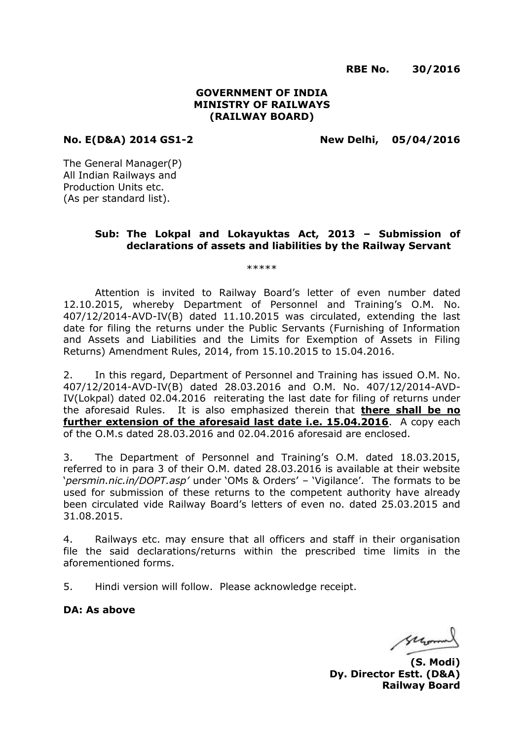**RBE No. 30/2016**

**GOVERNMENT OF INDIA**
**MINISTRY OF RAILWAYS**
**(RAILWAY BOARD)**

**No. E(D&A) 2014 GS1-2** **New Delhi, 05/04/2016**

The General Manager(P)
All Indian Railways and
Production Units etc.
(As per standard list).

**Sub: The Lokpal and Lokayuktas Act, 2013 – Submission of declarations of assets and liabilities by the Railway Servant**

*****

Attention is invited to Railway Board's letter of even number dated 12.10.2015, whereby Department of Personnel and Training's O.M. No. 407/12/2014-AVD-IV(B) dated 11.10.2015 was circulated, extending the last date for filing the returns under the Public Servants (Furnishing of Information and Assets and Liabilities and the Limits for Exemption of Assets in Filing Returns) Amendment Rules, 2014, from 15.10.2015 to 15.04.2016.

2. In this regard, Department of Personnel and Training has issued O.M. No. 407/12/2014-AVD-IV(B) dated 28.03.2016 and O.M. No. 407/12/2014-AVD-IV(Lokpal) dated 02.04.2016 reiterating the last date for filing of returns under the aforesaid Rules. It is also emphasized therein that **there shall be no further extension of the aforesaid last date i.e. 15.04.2016**. A copy each of the O.M.s dated 28.03.2016 and 02.04.2016 aforesaid are enclosed.

3. The Department of Personnel and Training's O.M. dated 18.03.2015, referred to in para 3 of their O.M. dated 28.03.2016 is available at their website '*persmin.nic.in/DOPT.asp'* under 'OMs & Orders' – 'Vigilance'. The formats to be used for submission of these returns to the competent authority have already been circulated vide Railway Board's letters of even no. dated 25.03.2015 and 31.08.2015.

4. Railways etc. may ensure that all officers and staff in their organisation file the said declarations/returns within the prescribed time limits in the aforementioned forms.

5. Hindi version will follow. Please acknowledge receipt.

**DA: As above**

**(S. Modi)**
**Dy. Director Estt. (D&A)**
**Railway Board**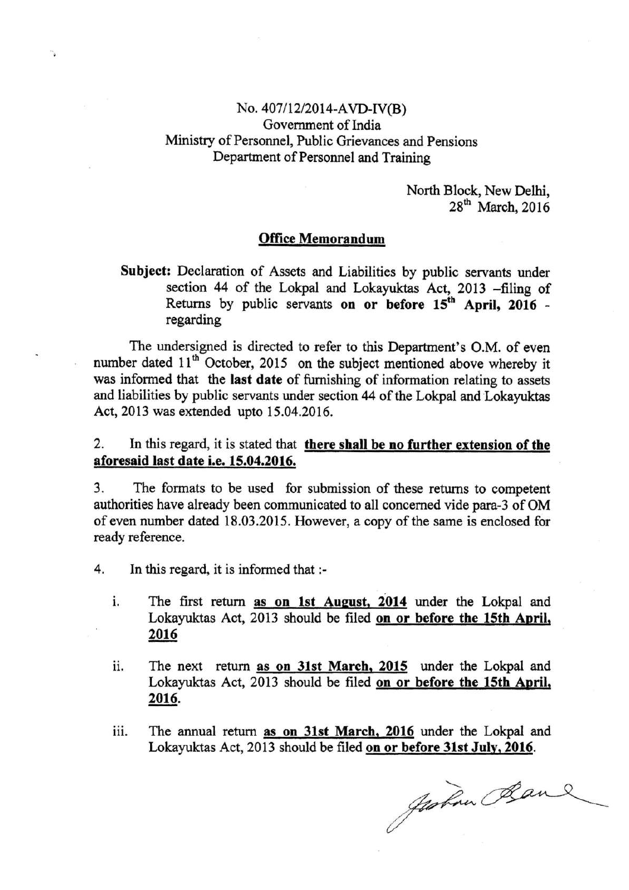No. 407/12/2014-AVD-IV(B)
Government of India
Ministry of Personnel, Public Grievances and Pensions
Department of Personnel and Training

North Block, New Delhi,
28th March, 2016

## Office Memorandum

**Subject:** Declaration of Assets and Liabilities by public servants under section 44 of the Lokpal and Lokayuktas Act, 2013 –filing of Returns by public servants **on or before 15th April, 2016** - regarding

The undersigned is directed to refer to this Department's O.M. of even number dated 11th October, 2015 on the subject mentioned above whereby it was informed that the **last date** of furnishing of information relating to assets and liabilities by public servants under section 44 of the Lokpal and Lokayuktas Act, 2013 was extended upto 15.04.2016.

2. In this regard, it is stated that **there shall be no further extension of the aforesaid last date i.e. 15.04.2016.**

3. The formats to be used for submission of these returns to competent authorities have already been communicated to all concerned vide para-3 of OM of even number dated 18.03.2015. However, a copy of the same is enclosed for ready reference.

4. In this regard, it is informed that :-

   i. The first return **as on 1st August, 2014** under the Lokpal and Lokayuktas Act, 2013 should be filed **on or before the 15th April, 2016**

   ii. The next return **as on 31st March, 2015** under the Lokpal and Lokayuktas Act, 2013 should be filed **on or before the 15th April, 2016**.

   iii. The annual return **as on 31st March, 2016** under the Lokpal and Lokayuktas Act, 2013 should be filed **on or before 31st July, 2016**.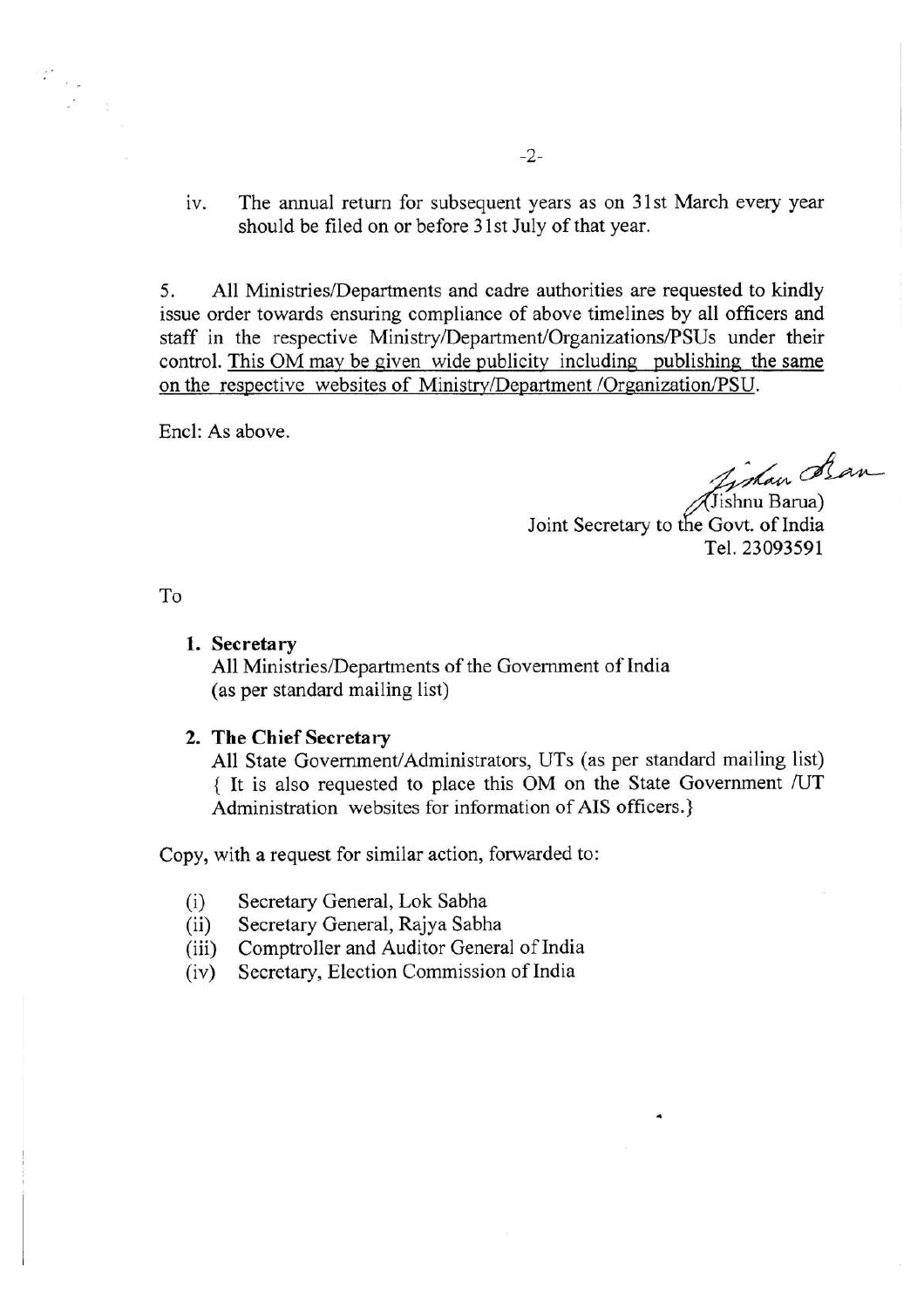iv. The annual return for subsequent years as on 31st March every year should be filed on or before 31st July of that year.

5. All Ministries/Departments and cadre authorities are requested to kindly issue order towards ensuring compliance of above timelines by all officers and staff in the respective Ministry/Department/Organizations/PSUs under their control. <u>This OM may be given wide publicity including publishing the same on the respective websites of Ministry/Department /Organization/PSU.</u>

Encl: As above.

(Jishnu Barua)
Joint Secretary to the Govt. of India
Tel. 23093591

To

1. **Secretary**
   All Ministries/Departments of the Government of India
   (as per standard mailing list)

2. **The Chief Secretary**
   All State Government/Administrators, UTs (as per standard mailing list)
   { It is also requested to place this OM on the State Government /UT Administration websites for information of AIS officers.}

Copy, with a request for similar action, forwarded to:

(i) Secretary General, Lok Sabha
(ii) Secretary General, Rajya Sabha
(iii) Comptroller and Auditor General of India
(iv) Secretary, Election Commission of India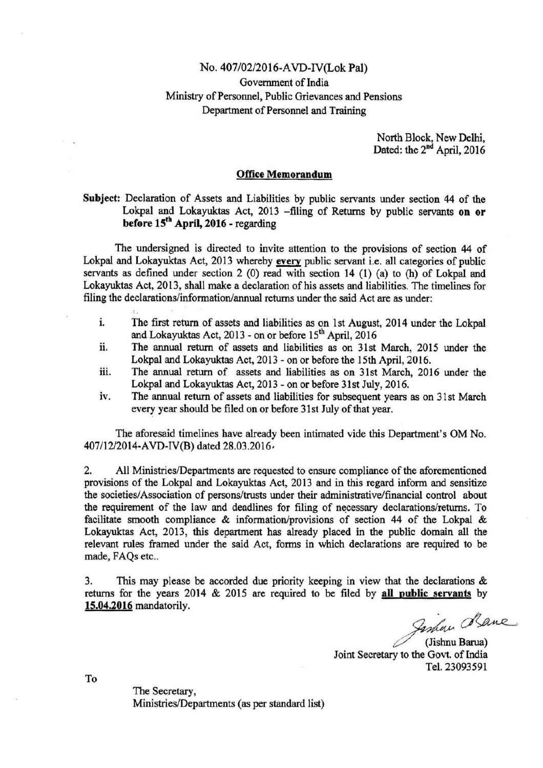No. 407/02/2016-AVD-IV(Lok Pal)
Government of India
Ministry of Personnel, Public Grievances and Pensions
Department of Personnel and Training

North Block, New Delhi,
Dated: the 2[nd] April, 2016

## Office Memorandum

**Subject:** Declaration of Assets and Liabilities by public servants under section 44 of the Lokpal and Lokayuktas Act, 2013 –filing of Returns by public servants **on or before 15[th] April, 2016** - regarding

The undersigned is directed to invite attention to the provisions of section 44 of Lokpal and Lokayuktas Act, 2013 whereby **every** public servant i.e. all categories of public servants as defined under section 2 (0) read with section 14 (1) (a) to (h) of Lokpal and Lokayuktas Act, 2013, shall make a declaration of his assets and liabilities. The timelines for filing the declarations/information/annual returns under the said Act are as under:

i. The first return of assets and liabilities as on 1st August, 2014 under the Lokpal and Lokayuktas Act, 2013 - on or before 15[th] April, 2016
ii. The annual return of assets and liabilities as on 31st March, 2015 under the Lokpal and Lokayuktas Act, 2013 - on or before the 15th April, 2016.
iii. The annual return of assets and liabilities as on 31st March, 2016 under the Lokpal and Lokayuktas Act, 2013 - on or before 31st July, 2016.
iv. The annual return of assets and liabilities for subsequent years as on 31st March every year should be filed on or before 31st July of that year.

The aforesaid timelines have already been intimated vide this Department's OM No. 407/12/2014-AVD-IV(B) dated 28.03.2016.

2. All Ministries/Departments are requested to ensure compliance of the aforementioned provisions of the Lokpal and Lokayuktas Act, 2013 and in this regard inform and sensitize the societies/Association of persons/trusts under their administrative/financial control about the requirement of the law and deadlines for filing of necessary declarations/returns. To facilitate smooth compliance & information/provisions of section 44 of the Lokpal & Lokayuktas Act, 2013, this department has already placed in the public domain all the relevant rules framed under the said Act, forms in which declarations are required to be made, FAQs etc..

3. This may please be accorded due priority keeping in view that the declarations & returns for the years 2014 & 2015 are required to be filed by **all public servants** by **15.04.2016** mandatorily.

(Jishnu Barua)
Joint Secretary to the Govt. of India
Tel. 23093591

To

The Secretary,
Ministries/Departments (as per standard list)